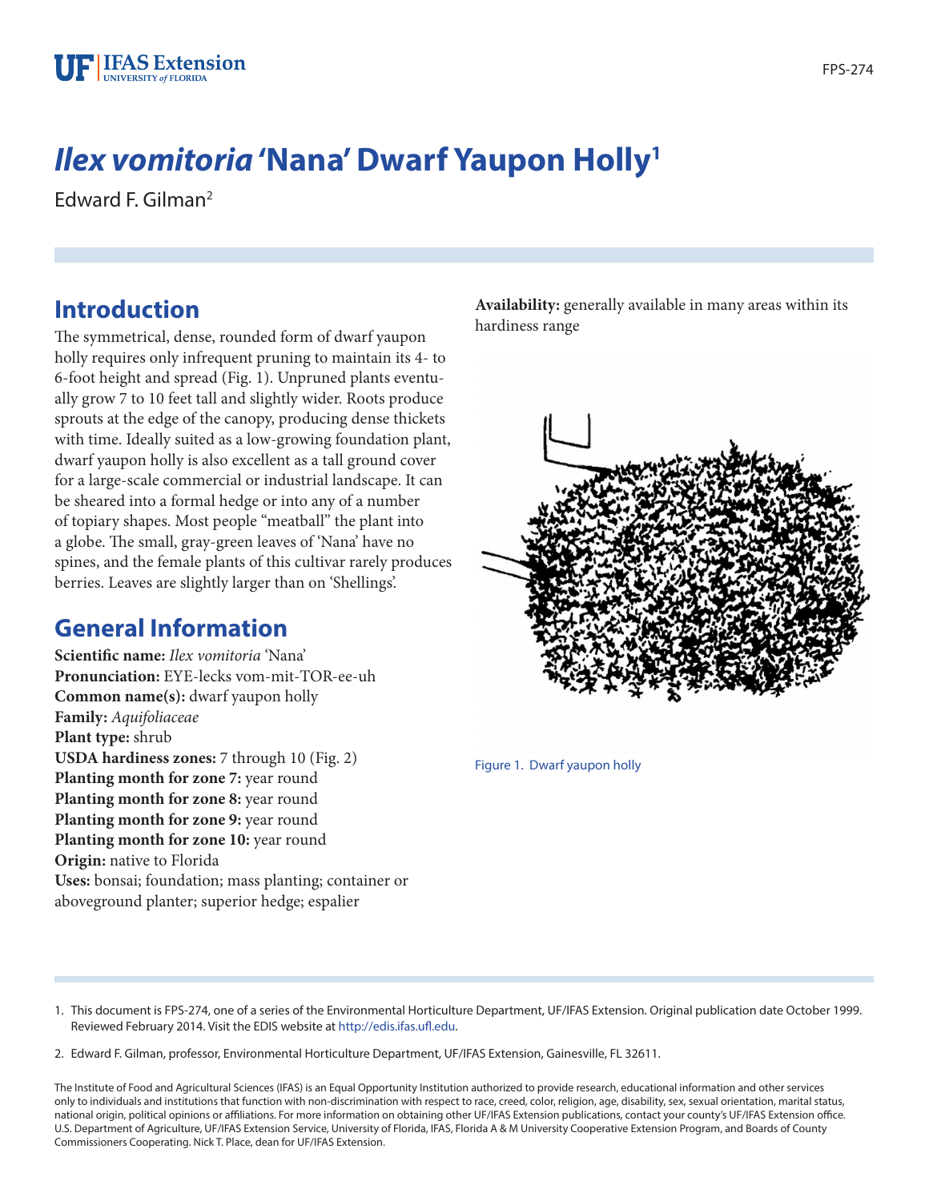# *Ilex vomitoria* 'Nana' Dwarf Yaupon Holly[1]

Edward F. Gilman[2]

## Introduction

The symmetrical, dense, rounded form of dwarf yaupon holly requires only infrequent pruning to maintain its 4- to 6-foot height and spread (Fig. 1). Unpruned plants eventually grow 7 to 10 feet tall and slightly wider. Roots produce sprouts at the edge of the canopy, producing dense thickets with time. Ideally suited as a low-growing foundation plant, dwarf yaupon holly is also excellent as a tall ground cover for a large-scale commercial or industrial landscape. It can be sheared into a formal hedge or into any of a number of topiary shapes. Most people "meatball" the plant into a globe. The small, gray-green leaves of 'Nana' have no spines, and the female plants of this cultivar rarely produces berries. Leaves are slightly larger than on 'Shellings'.

## General Information

**Scientific name:** *Ilex vomitoria* 'Nana'
**Pronunciation:** EYE-lecks vom-mit-TOR-ee-uh
**Common name(s):** dwarf yaupon holly
**Family:** *Aquifoliaceae*
**Plant type:** shrub
**USDA hardiness zones:** 7 through 10 (Fig. 2)
**Planting month for zone 7:** year round
**Planting month for zone 8:** year round
**Planting month for zone 9:** year round
**Planting month for zone 10:** year round
**Origin:** native to Florida
**Uses:** bonsai; foundation; mass planting; container or aboveground planter; superior hedge; espalier
**Availability:** generally available in many areas within its hardiness range

Figure 1. Dwarf yaupon holly

1. This document is FPS-274, one of a series of the Environmental Horticulture Department, UF/IFAS Extension. Original publication date October 1999. Reviewed February 2014. Visit the EDIS website at http://edis.ifas.ufl.edu.
2. Edward F. Gilman, professor, Environmental Horticulture Department, UF/IFAS Extension, Gainesville, FL 32611.

The Institute of Food and Agricultural Sciences (IFAS) is an Equal Opportunity Institution authorized to provide research, educational information and other services only to individuals and institutions that function with non-discrimination with respect to race, creed, color, religion, age, disability, sex, sexual orientation, marital status, national origin, political opinions or affiliations. For more information on obtaining other UF/IFAS Extension publications, contact your county's UF/IFAS Extension office. U.S. Department of Agriculture, UF/IFAS Extension Service, University of Florida, IFAS, Florida A & M University Cooperative Extension Program, and Boards of County Commissioners Cooperating. Nick T. Place, dean for UF/IFAS Extension.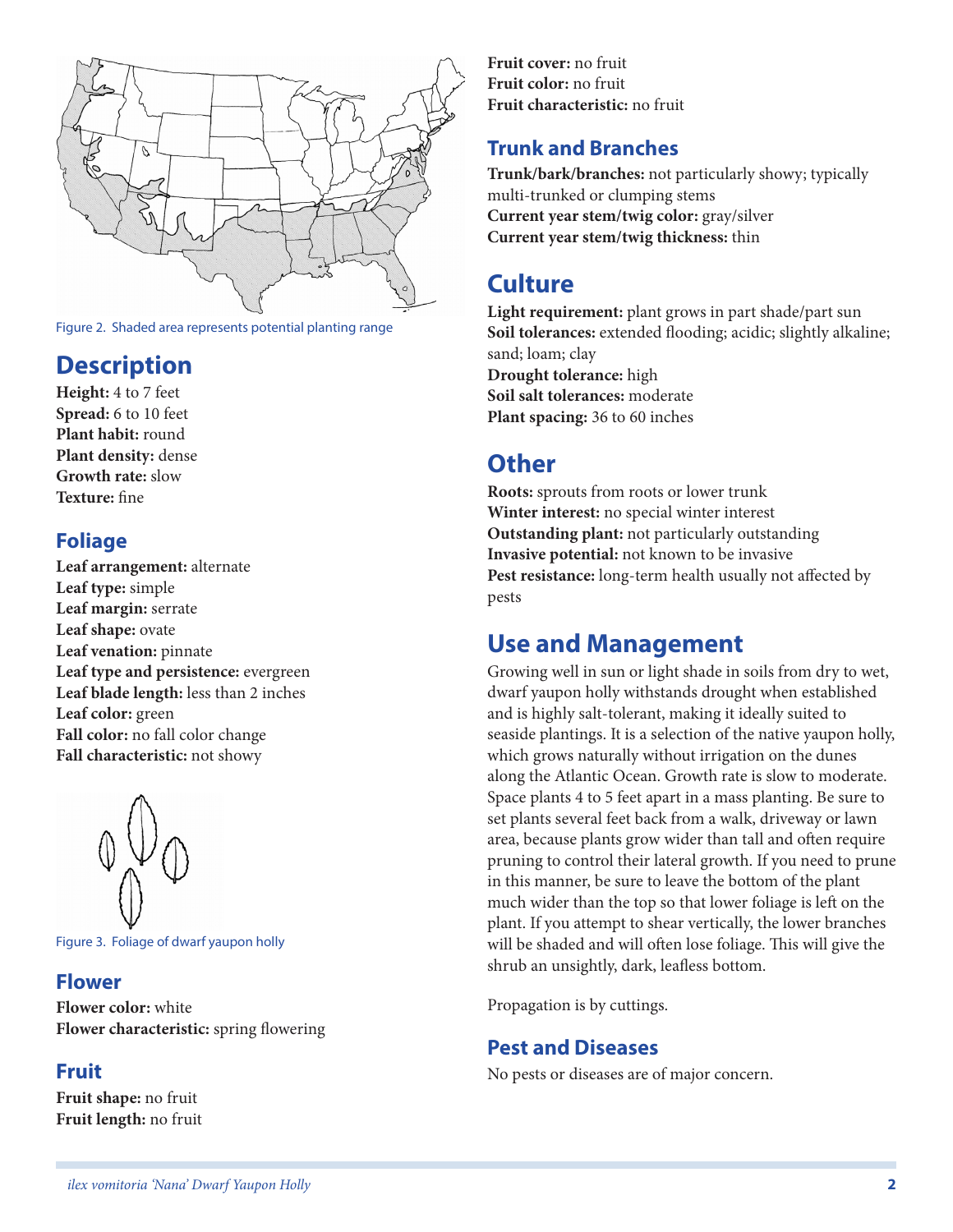Figure 2. Shaded area represents potential planting range

## Description

**Height:** 4 to 7 feet
**Spread:** 6 to 10 feet
**Plant habit:** round
**Plant density:** dense
**Growth rate:** slow
**Texture:** fine

### Foliage

**Leaf arrangement:** alternate
**Leaf type:** simple
**Leaf margin:** serrate
**Leaf shape:** ovate
**Leaf venation:** pinnate
**Leaf type and persistence:** evergreen
**Leaf blade length:** less than 2 inches
**Leaf color:** green
**Fall color:** no fall color change
**Fall characteristic:** not showy

Figure 3. Foliage of dwarf yaupon holly

### Flower

**Flower color:** white
**Flower characteristic:** spring flowering

### Fruit

**Fruit shape:** no fruit
**Fruit length:** no fruit
**Fruit cover:** no fruit
**Fruit color:** no fruit
**Fruit characteristic:** no fruit

### Trunk and Branches

**Trunk/bark/branches:** not particularly showy; typically multi-trunked or clumping stems
**Current year stem/twig color:** gray/silver
**Current year stem/twig thickness:** thin

## Culture

**Light requirement:** plant grows in part shade/part sun
**Soil tolerances:** extended flooding; acidic; slightly alkaline; sand; loam; clay
**Drought tolerance:** high
**Soil salt tolerances:** moderate
**Plant spacing:** 36 to 60 inches

## Other

**Roots:** sprouts from roots or lower trunk
**Winter interest:** no special winter interest
**Outstanding plant:** not particularly outstanding
**Invasive potential:** not known to be invasive
**Pest resistance:** long-term health usually not affected by pests

## Use and Management

Growing well in sun or light shade in soils from dry to wet, dwarf yaupon holly withstands drought when established and is highly salt-tolerant, making it ideally suited to seaside plantings. It is a selection of the native yaupon holly, which grows naturally without irrigation on the dunes along the Atlantic Ocean. Growth rate is slow to moderate. Space plants 4 to 5 feet apart in a mass planting. Be sure to set plants several feet back from a walk, driveway or lawn area, because plants grow wider than tall and often require pruning to control their lateral growth. If you need to prune in this manner, be sure to leave the bottom of the plant much wider than the top so that lower foliage is left on the plant. If you attempt to shear vertically, the lower branches will be shaded and will often lose foliage. This will give the shrub an unsightly, dark, leafless bottom.

Propagation is by cuttings.

### Pest and Diseases

No pests or diseases are of major concern.